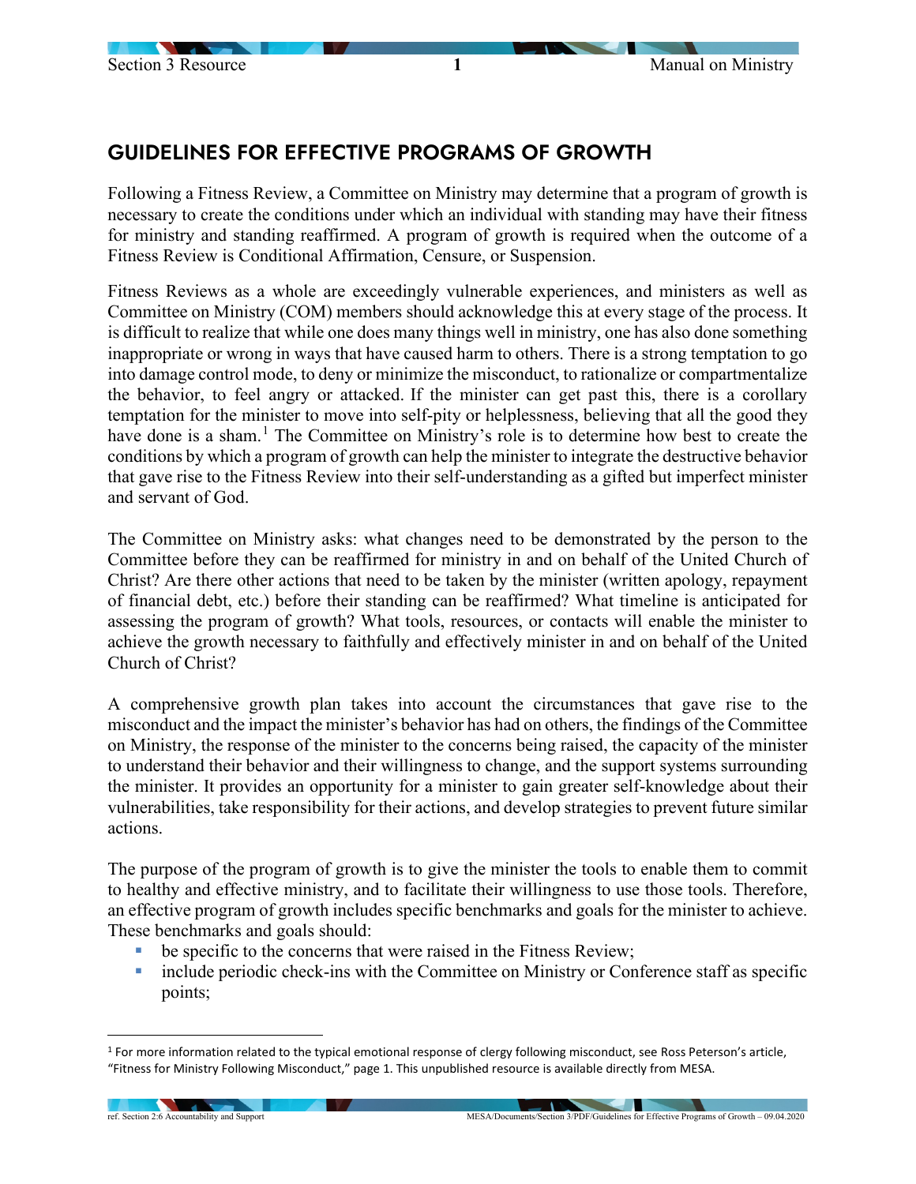## GUIDELINES FOR EFFECTIVE PROGRAMS OF GROWTH

Following a Fitness Review, a Committee on Ministry may determine that a program of growth is necessary to create the conditions under which an individual with standing may have their fitness for ministry and standing reaffirmed. A program of growth is required when the outcome of a Fitness Review is Conditional Affirmation, Censure, or Suspension.

Fitness Reviews as a whole are exceedingly vulnerable experiences, and ministers as well as Committee on Ministry (COM) members should acknowledge this at every stage of the process. It is difficult to realize that while one does many things well in ministry, one has also done something inappropriate or wrong in ways that have caused harm to others. There is a strong temptation to go into damage control mode, to deny or minimize the misconduct, to rationalize or compartmentalize the behavior, to feel angry or attacked. If the minister can get past this, there is a corollary temptation for the minister to move into self-pity or helplessness, believing that all the good they have done is a sham.[1] The Committee on Ministry's role is to determine how best to create the conditions by which a program of growth can help the minister to integrate the destructive behavior that gave rise to the Fitness Review into their self-understanding as a gifted but imperfect minister and servant of God.

The Committee on Ministry asks: what changes need to be demonstrated by the person to the Committee before they can be reaffirmed for ministry in and on behalf of the United Church of Christ? Are there other actions that need to be taken by the minister (written apology, repayment of financial debt, etc.) before their standing can be reaffirmed? What timeline is anticipated for assessing the program of growth? What tools, resources, or contacts will enable the minister to achieve the growth necessary to faithfully and effectively minister in and on behalf of the United Church of Christ?

A comprehensive growth plan takes into account the circumstances that gave rise to the misconduct and the impact the minister's behavior has had on others, the findings of the Committee on Ministry, the response of the minister to the concerns being raised, the capacity of the minister to understand their behavior and their willingness to change, and the support systems surrounding the minister. It provides an opportunity for a minister to gain greater self-knowledge about their vulnerabilities, take responsibility for their actions, and develop strategies to prevent future similar actions.

The purpose of the program of growth is to give the minister the tools to enable them to commit to healthy and effective ministry, and to facilitate their willingness to use those tools. Therefore, an effective program of growth includes specific benchmarks and goals for the minister to achieve. These benchmarks and goals should:

- be specific to the concerns that were raised in the Fitness Review;
- include periodic check-ins with the Committee on Ministry or Conference staff as specific points;

[1] For more information related to the typical emotional response of clergy following misconduct, see Ross Peterson's article, "Fitness for Ministry Following Misconduct," page 1. This unpublished resource is available directly from MESA.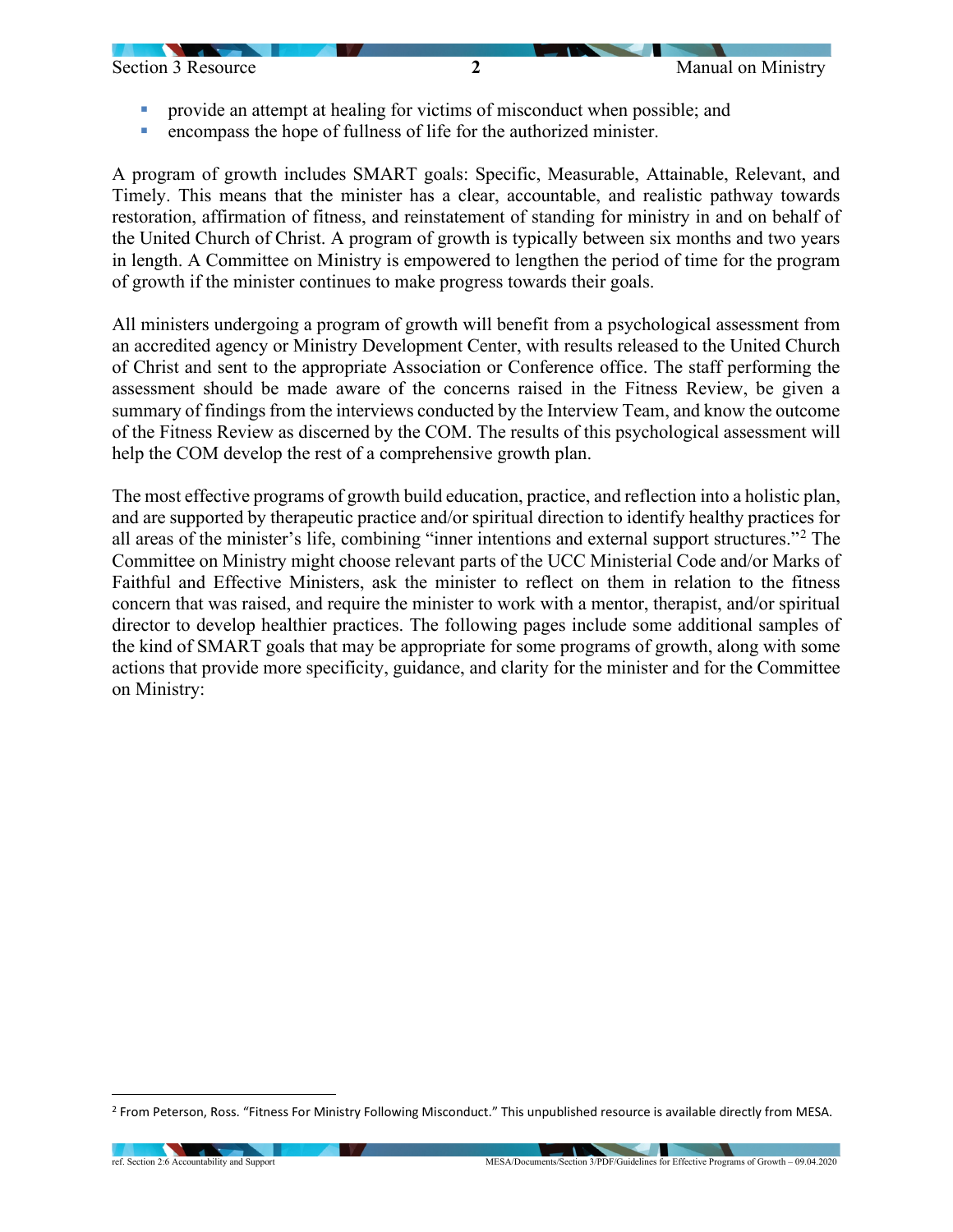- provide an attempt at healing for victims of misconduct when possible; and
- encompass the hope of fullness of life for the authorized minister.

A program of growth includes SMART goals: Specific, Measurable, Attainable, Relevant, and Timely. This means that the minister has a clear, accountable, and realistic pathway towards restoration, affirmation of fitness, and reinstatement of standing for ministry in and on behalf of the United Church of Christ. A program of growth is typically between six months and two years in length. A Committee on Ministry is empowered to lengthen the period of time for the program of growth if the minister continues to make progress towards their goals.

All ministers undergoing a program of growth will benefit from a psychological assessment from an accredited agency or Ministry Development Center, with results released to the United Church of Christ and sent to the appropriate Association or Conference office. The staff performing the assessment should be made aware of the concerns raised in the Fitness Review, be given a summary of findings from the interviews conducted by the Interview Team, and know the outcome of the Fitness Review as discerned by the COM. The results of this psychological assessment will help the COM develop the rest of a comprehensive growth plan.

The most effective programs of growth build education, practice, and reflection into a holistic plan, and are supported by therapeutic practice and/or spiritual direction to identify healthy practices for all areas of the minister's life, combining "inner intentions and external support structures."[2] The Committee on Ministry might choose relevant parts of the UCC Ministerial Code and/or Marks of Faithful and Effective Ministers, ask the minister to reflect on them in relation to the fitness concern that was raised, and require the minister to work with a mentor, therapist, and/or spiritual director to develop healthier practices. The following pages include some additional samples of the kind of SMART goals that may be appropriate for some programs of growth, along with some actions that provide more specificity, guidance, and clarity for the minister and for the Committee on Ministry:

---

[2] From Peterson, Ross. "Fitness For Ministry Following Misconduct." This unpublished resource is available directly from MESA.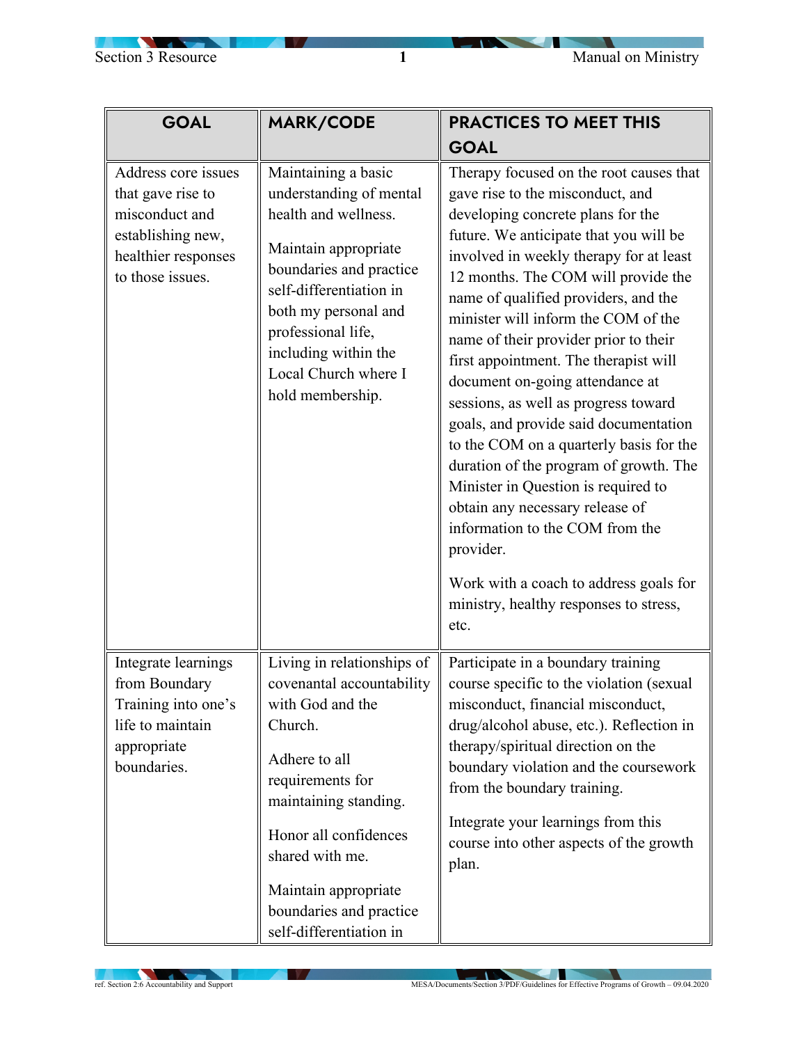| GOAL | MARK/CODE | PRACTICES TO MEET THIS GOAL |
|---|---|---|
| Address core issues that gave rise to misconduct and establishing new, healthier responses to those issues. | Maintaining a basic understanding of mental health and wellness.<br><br>Maintain appropriate boundaries and practice self-differentiation in both my personal and professional life, including within the Local Church where I hold membership. | Therapy focused on the root causes that gave rise to the misconduct, and developing concrete plans for the future. We anticipate that you will be involved in weekly therapy for at least 12 months. The COM will provide the name of qualified providers, and the minister will inform the COM of the name of their provider prior to their first appointment. The therapist will document on-going attendance at sessions, as well as progress toward goals, and provide said documentation to the COM on a quarterly basis for the duration of the program of growth. The Minister in Question is required to obtain any necessary release of information to the COM from the provider.<br><br>Work with a coach to address goals for ministry, healthy responses to stress, etc. |
| Integrate learnings from Boundary Training into one's life to maintain appropriate boundaries. | Living in relationships of covenantal accountability with God and the Church.<br><br>Adhere to all requirements for maintaining standing.<br><br>Honor all confidences shared with me.<br><br>Maintain appropriate boundaries and practice self-differentiation in | Participate in a boundary training course specific to the violation (sexual misconduct, financial misconduct, drug/alcohol abuse, etc.). Reflection in therapy/spiritual direction on the boundary violation and the coursework from the boundary training.<br><br>Integrate your learnings from this course into other aspects of the growth plan. |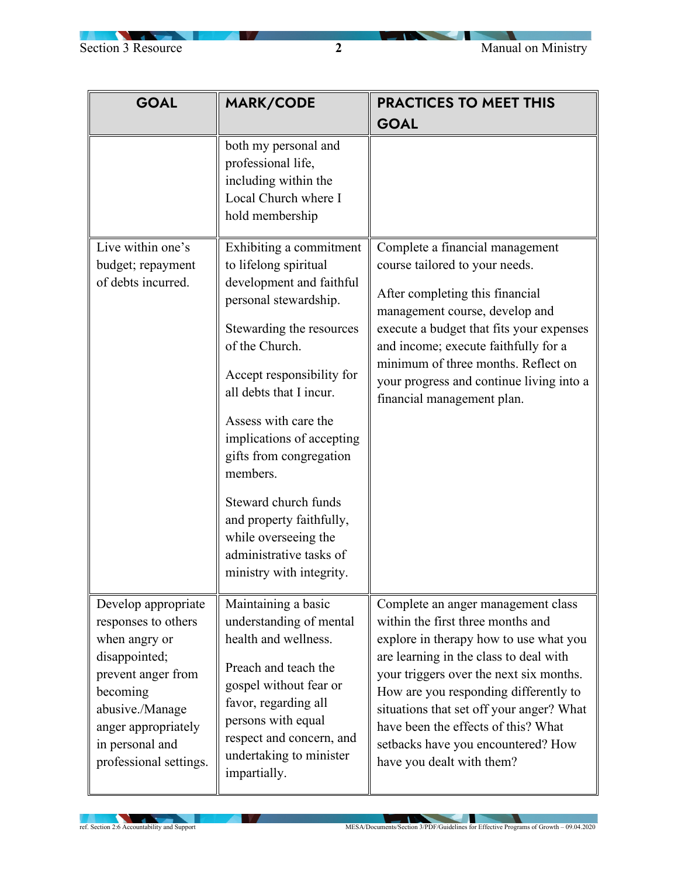| GOAL | MARK/CODE | PRACTICES TO MEET THIS GOAL |
|---|---|---|
| | both my personal and professional life, including within the Local Church where I hold membership | |
| Live within one's budget; repayment of debts incurred. | Exhibiting a commitment to lifelong spiritual development and faithful personal stewardship.<br><br>Stewarding the resources of the Church.<br><br>Accept responsibility for all debts that I incur.<br><br>Assess with care the implications of accepting gifts from congregation members.<br><br>Steward church funds and property faithfully, while overseeing the administrative tasks of ministry with integrity. | Complete a financial management course tailored to your needs.<br><br>After completing this financial management course, develop and execute a budget that fits your expenses and income; execute faithfully for a minimum of three months. Reflect on your progress and continue living into a financial management plan. |
| Develop appropriate responses to others when angry or disappointed; prevent anger from becoming abusive./Manage anger appropriately in personal and professional settings. | Maintaining a basic understanding of mental health and wellness.<br><br>Preach and teach the gospel without fear or favor, regarding all persons with equal respect and concern, and undertaking to minister impartially. | Complete an anger management class within the first three months and explore in therapy how to use what you are learning in the class to deal with your triggers over the next six months. How are you responding differently to situations that set off your anger? What have been the effects of this? What setbacks have you encountered? How have you dealt with them? |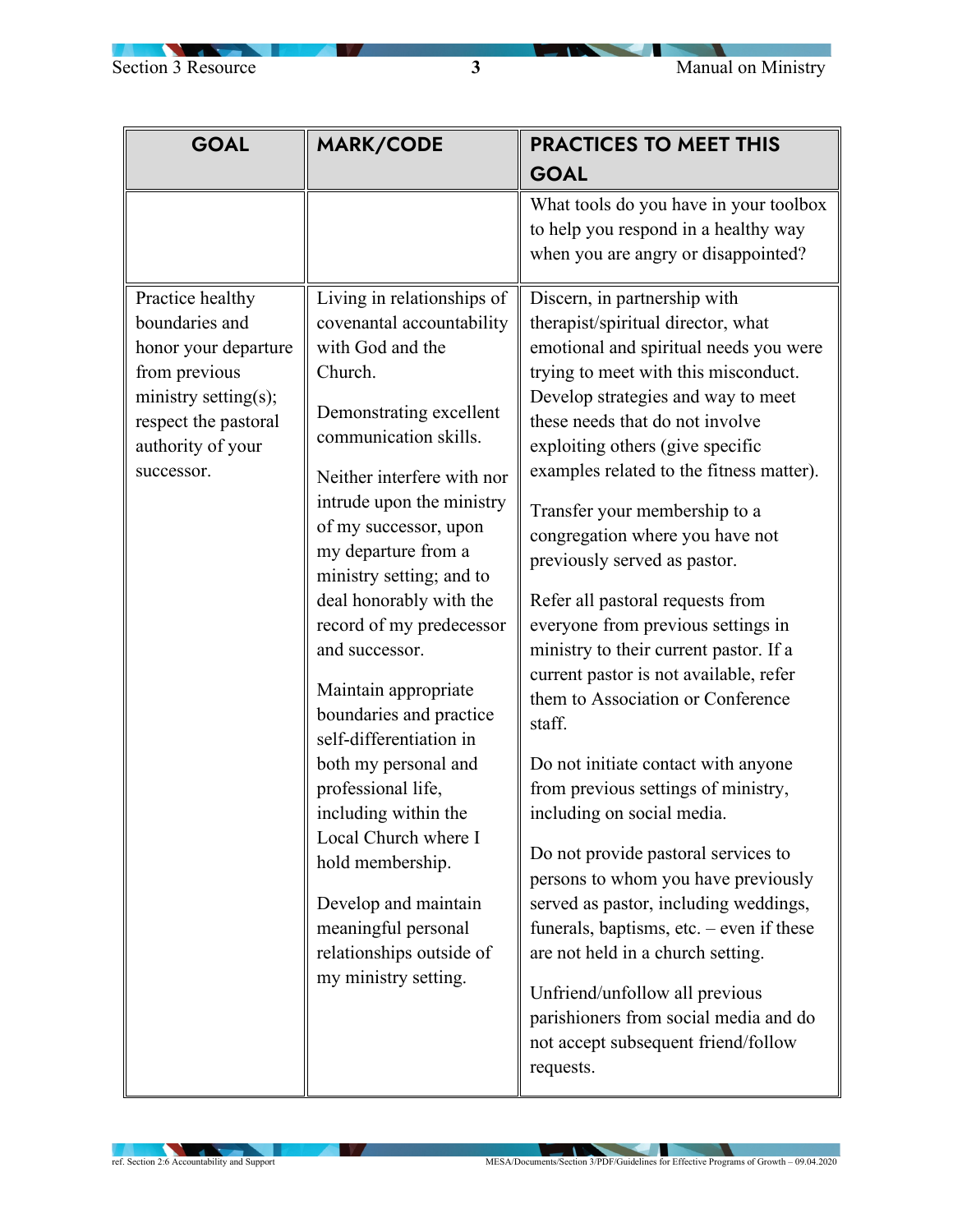| GOAL | MARK/CODE | PRACTICES TO MEET THIS GOAL |
|---|---|---|
| | | What tools do you have in your toolbox to help you respond in a healthy way when you are angry or disappointed? |
| Practice healthy boundaries and honor your departure from previous ministry setting(s); respect the pastoral authority of your successor. | Living in relationships of covenantal accountability with God and the Church.<br><br>Demonstrating excellent communication skills.<br><br>Neither interfere with nor intrude upon the ministry of my successor, upon my departure from a ministry setting; and to deal honorably with the record of my predecessor and successor.<br><br>Maintain appropriate boundaries and practice self-differentiation in both my personal and professional life, including within the Local Church where I hold membership.<br><br>Develop and maintain meaningful personal relationships outside of my ministry setting. | Discern, in partnership with therapist/spiritual director, what emotional and spiritual needs you were trying to meet with this misconduct. Develop strategies and way to meet these needs that do not involve exploiting others (give specific examples related to the fitness matter).<br><br>Transfer your membership to a congregation where you have not previously served as pastor.<br><br>Refer all pastoral requests from everyone from previous settings in ministry to their current pastor. If a current pastor is not available, refer them to Association or Conference staff.<br><br>Do not initiate contact with anyone from previous settings of ministry, including on social media.<br><br>Do not provide pastoral services to persons to whom you have previously served as pastor, including weddings, funerals, baptisms, etc. – even if these are not held in a church setting.<br><br>Unfriend/unfollow all previous parishioners from social media and do not accept subsequent friend/follow requests. |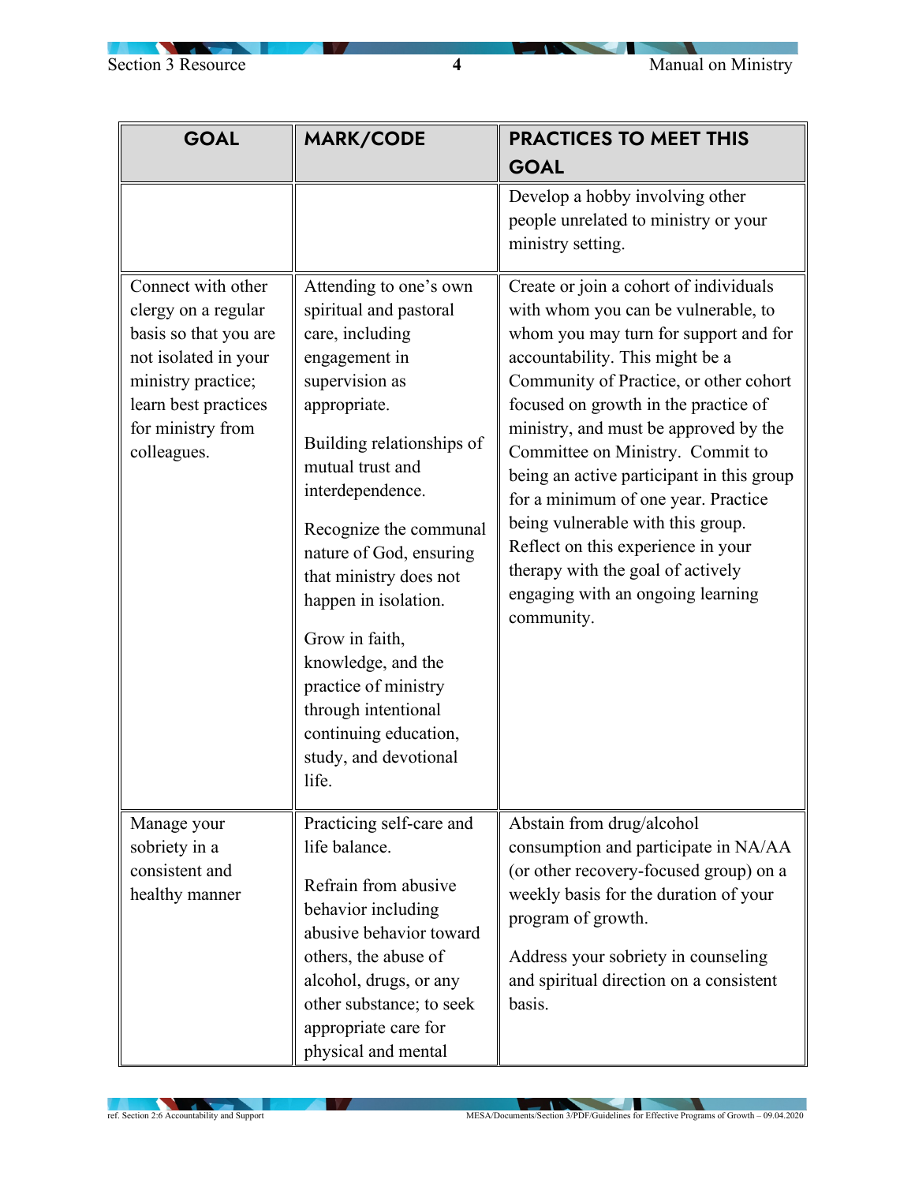| GOAL | MARK/CODE | PRACTICES TO MEET THIS GOAL |
|---|---|---|
| | | Develop a hobby involving other people unrelated to ministry or your ministry setting. |
| Connect with other clergy on a regular basis so that you are not isolated in your ministry practice; learn best practices for ministry from colleagues. | Attending to one's own spiritual and pastoral care, including engagement in supervision as appropriate.<br><br>Building relationships of mutual trust and interdependence.<br><br>Recognize the communal nature of God, ensuring that ministry does not happen in isolation.<br><br>Grow in faith, knowledge, and the practice of ministry through intentional continuing education, study, and devotional life. | Create or join a cohort of individuals with whom you can be vulnerable, to whom you may turn for support and for accountability. This might be a Community of Practice, or other cohort focused on growth in the practice of ministry, and must be approved by the Committee on Ministry. Commit to being an active participant in this group for a minimum of one year. Practice being vulnerable with this group. Reflect on this experience in your therapy with the goal of actively engaging with an ongoing learning community. |
| Manage your sobriety in a consistent and healthy manner | Practicing self-care and life balance.<br><br>Refrain from abusive behavior including abusive behavior toward others, the abuse of alcohol, drugs, or any other substance; to seek appropriate care for physical and mental | Abstain from drug/alcohol consumption and participate in NA/AA (or other recovery-focused group) on a weekly basis for the duration of your program of growth.<br><br>Address your sobriety in counseling and spiritual direction on a consistent basis. |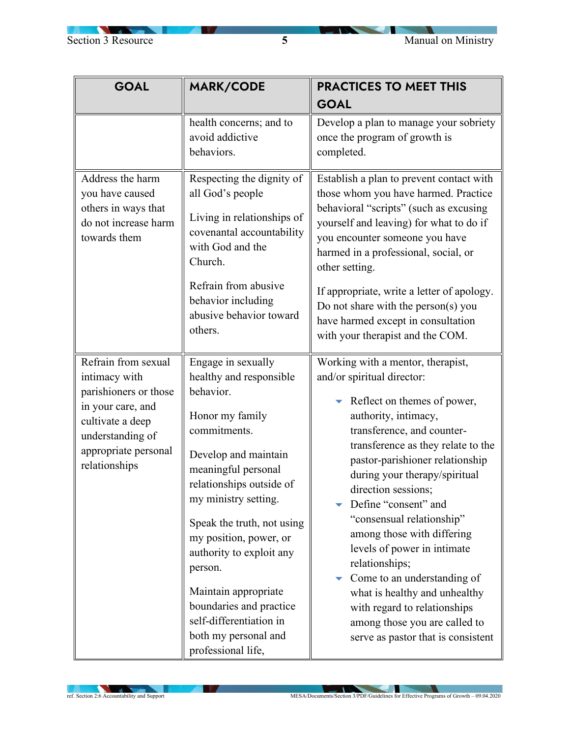| GOAL | MARK/CODE | PRACTICES TO MEET THIS GOAL |
|---|---|---|
| | health concerns; and to avoid addictive behaviors. | Develop a plan to manage your sobriety once the program of growth is completed. |
| Address the harm you have caused others in ways that do not increase harm towards them | Respecting the dignity of all God's people<br><br>Living in relationships of covenantal accountability with God and the Church.<br><br>Refrain from abusive behavior including abusive behavior toward others. | Establish a plan to prevent contact with those whom you have harmed. Practice behavioral "scripts" (such as excusing yourself and leaving) for what to do if you encounter someone you have harmed in a professional, social, or other setting.<br><br>If appropriate, write a letter of apology. Do not share with the person(s) you have harmed except in consultation with your therapist and the COM. |
| Refrain from sexual intimacy with parishioners or those in your care, and cultivate a deep understanding of appropriate personal relationships | Engage in sexually healthy and responsible behavior.<br><br>Honor my family commitments.<br><br>Develop and maintain meaningful personal relationships outside of my ministry setting.<br><br>Speak the truth, not using my position, power, or authority to exploit any person.<br><br>Maintain appropriate boundaries and practice self-differentiation in both my personal and professional life, | Working with a mentor, therapist, and/or spiritual director:<br><br>- Reflect on themes of power, authority, intimacy, transference, and counter-transference as they relate to the pastor-parishioner relationship during your therapy/spiritual direction sessions;<br>- Define "consent" and "consensual relationship" among those with differing levels of power in intimate relationships;<br>- Come to an understanding of what is healthy and unhealthy with regard to relationships among those you are called to serve as pastor that is consistent |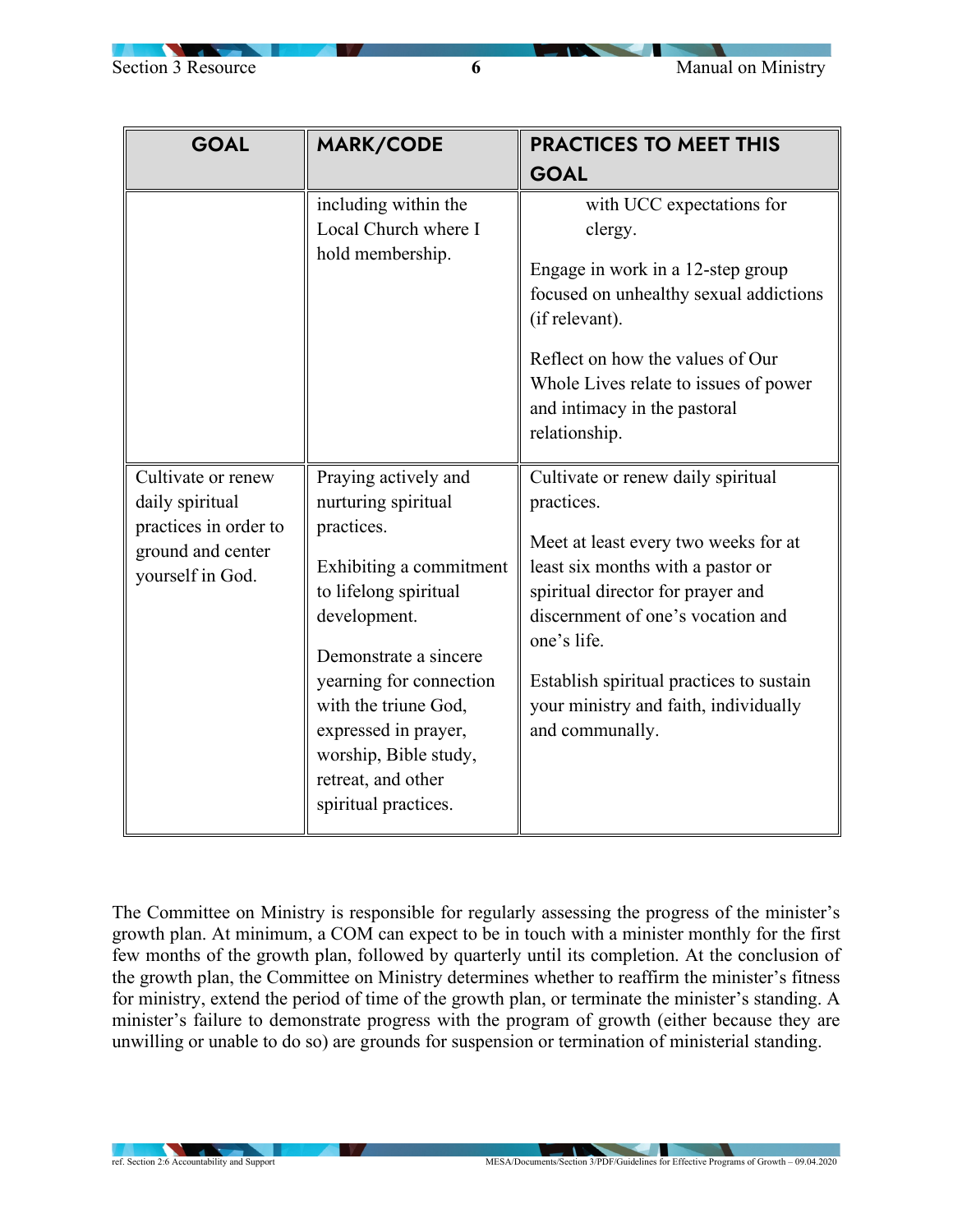| GOAL | MARK/CODE | PRACTICES TO MEET THIS GOAL |
|---|---|---|
| | including within the Local Church where I hold membership. | with UCC expectations for clergy.<br><br>Engage in work in a 12-step group focused on unhealthy sexual addictions (if relevant).<br><br>Reflect on how the values of Our Whole Lives relate to issues of power and intimacy in the pastoral relationship. |
| Cultivate or renew daily spiritual practices in order to ground and center yourself in God. | Praying actively and nurturing spiritual practices.<br><br>Exhibiting a commitment to lifelong spiritual development.<br><br>Demonstrate a sincere yearning for connection with the triune God, expressed in prayer, worship, Bible study, retreat, and other spiritual practices. | Cultivate or renew daily spiritual practices.<br><br>Meet at least every two weeks for at least six months with a pastor or spiritual director for prayer and discernment of one's vocation and one's life.<br><br>Establish spiritual practices to sustain your ministry and faith, individually and communally. |

The Committee on Ministry is responsible for regularly assessing the progress of the minister's growth plan. At minimum, a COM can expect to be in touch with a minister monthly for the first few months of the growth plan, followed by quarterly until its completion. At the conclusion of the growth plan, the Committee on Ministry determines whether to reaffirm the minister's fitness for ministry, extend the period of time of the growth plan, or terminate the minister's standing. A minister's failure to demonstrate progress with the program of growth (either because they are unwilling or unable to do so) are grounds for suspension or termination of ministerial standing.